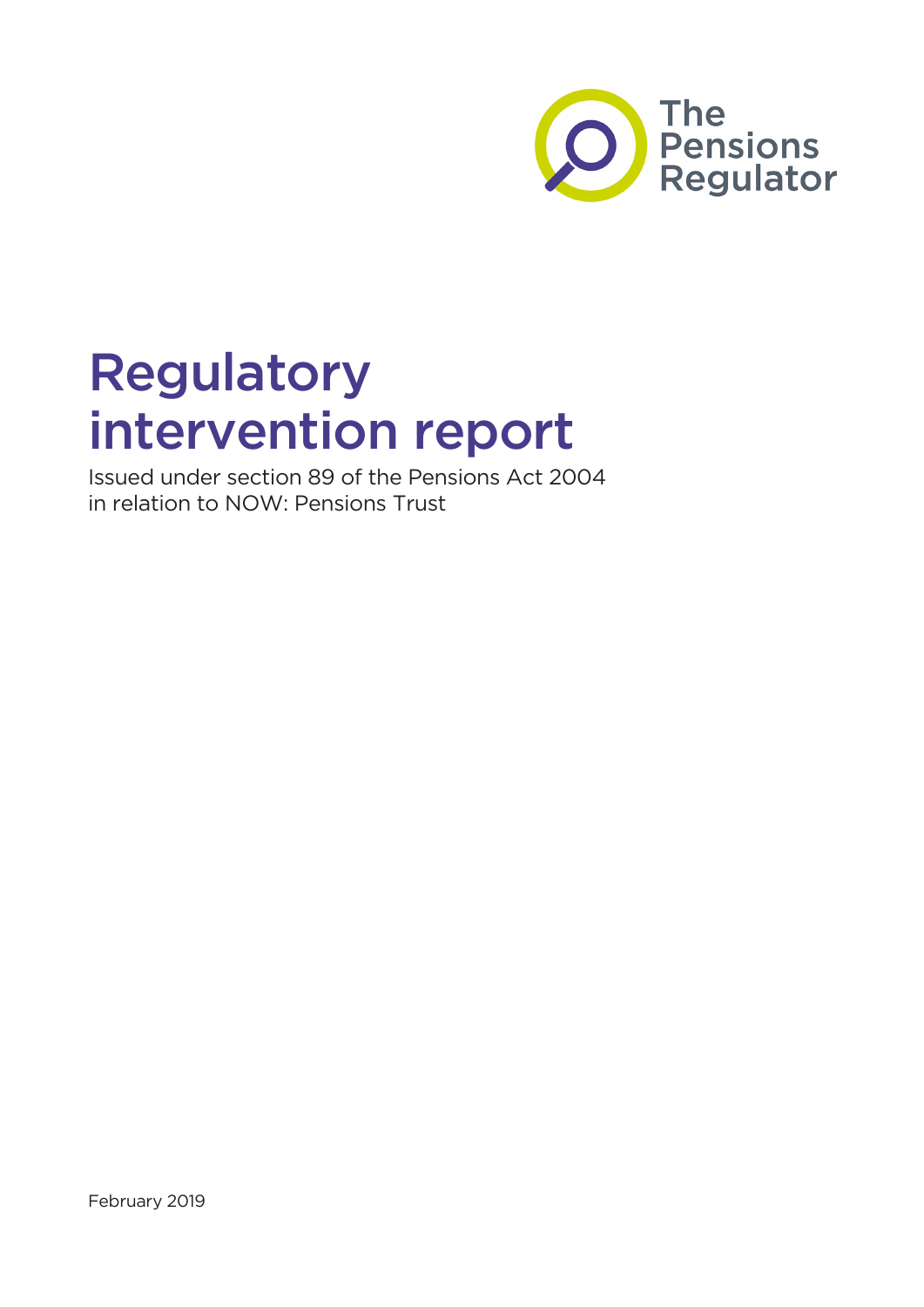The Pensions Regulator

# Regulatory intervention report

Issued under section 89 of the Pensions Act 2004 in relation to NOW: Pensions Trust

February 2019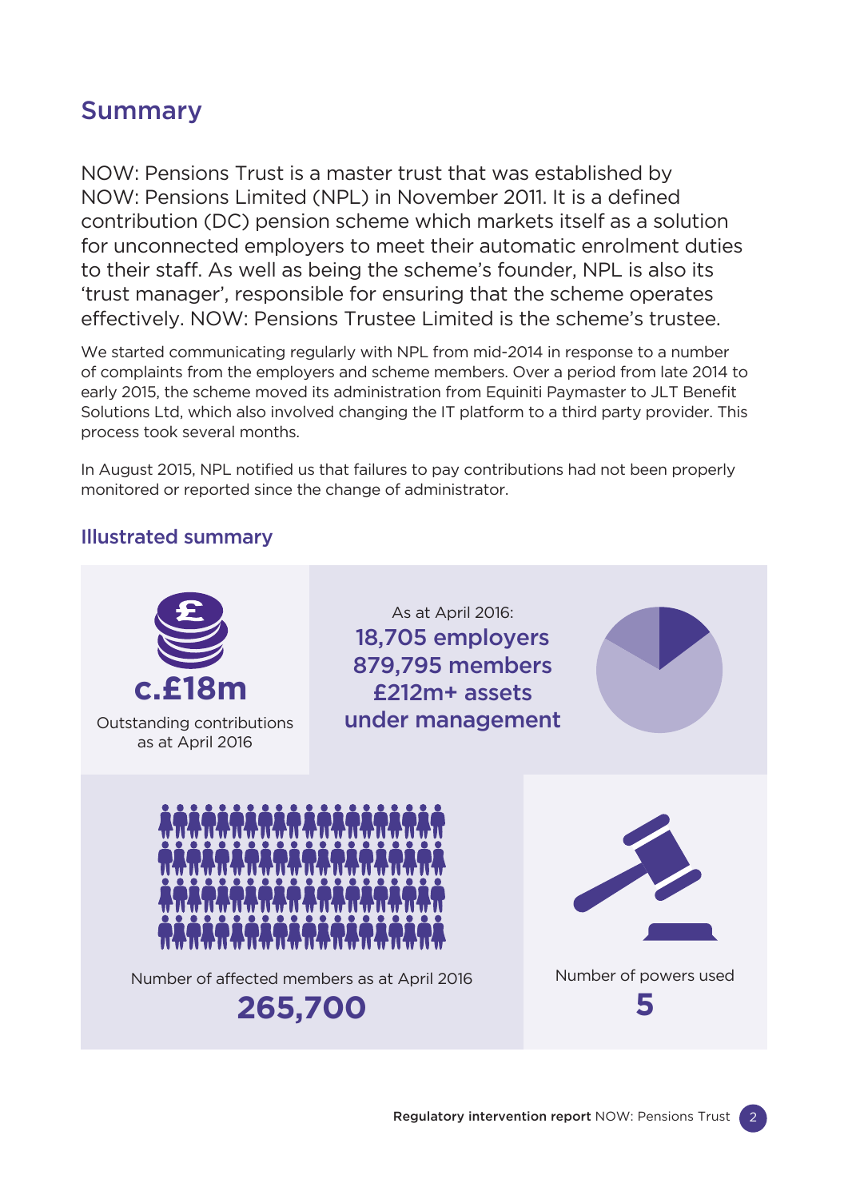## Summary

NOW: Pensions Trust is a master trust that was established by NOW: Pensions Limited (NPL) in November 2011. It is a defined contribution (DC) pension scheme which markets itself as a solution for unconnected employers to meet their automatic enrolment duties to their staff. As well as being the scheme's founder, NPL is also its 'trust manager', responsible for ensuring that the scheme operates effectively. NOW: Pensions Trustee Limited is the scheme's trustee.

We started communicating regularly with NPL from mid-2014 in response to a number of complaints from the employers and scheme members. Over a period from late 2014 to early 2015, the scheme moved its administration from Equiniti Paymaster to JLT Benefit Solutions Ltd, which also involved changing the IT platform to a third party provider. This process took several months.

In August 2015, NPL notified us that failures to pay contributions had not been properly monitored or reported since the change of administrator.

### Illustrated summary

**c.£18m**
Outstanding contributions as at April 2016

As at April 2016:
**18,705 employers**
**879,795 members**
**£212m+ assets under management**

Number of affected members as at April 2016
**265,700**

Number of powers used
**5**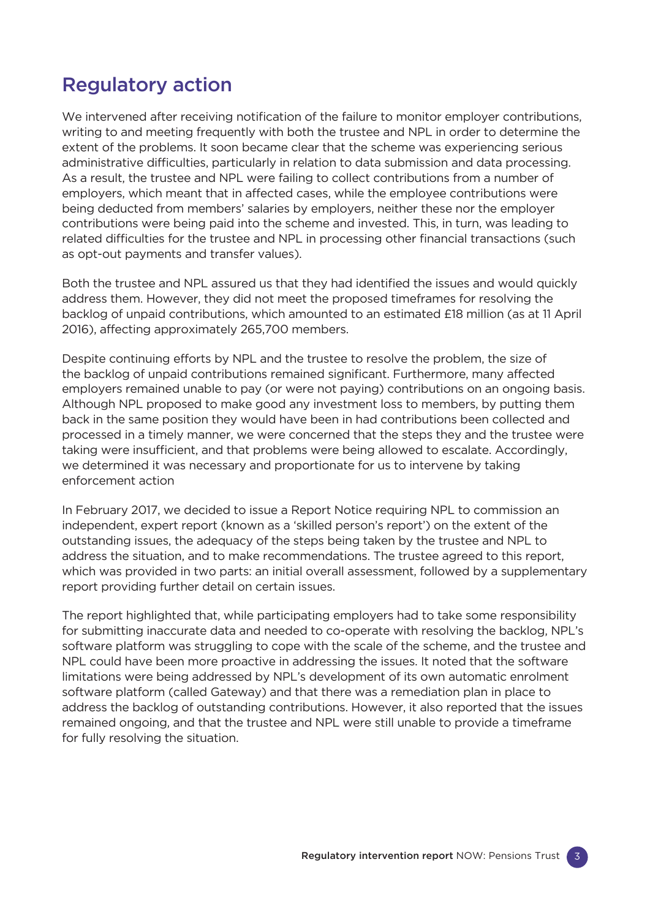## Regulatory action

We intervened after receiving notification of the failure to monitor employer contributions, writing to and meeting frequently with both the trustee and NPL in order to determine the extent of the problems. It soon became clear that the scheme was experiencing serious administrative difficulties, particularly in relation to data submission and data processing. As a result, the trustee and NPL were failing to collect contributions from a number of employers, which meant that in affected cases, while the employee contributions were being deducted from members' salaries by employers, neither these nor the employer contributions were being paid into the scheme and invested. This, in turn, was leading to related difficulties for the trustee and NPL in processing other financial transactions (such as opt-out payments and transfer values).

Both the trustee and NPL assured us that they had identified the issues and would quickly address them. However, they did not meet the proposed timeframes for resolving the backlog of unpaid contributions, which amounted to an estimated £18 million (as at 11 April 2016), affecting approximately 265,700 members.

Despite continuing efforts by NPL and the trustee to resolve the problem, the size of the backlog of unpaid contributions remained significant. Furthermore, many affected employers remained unable to pay (or were not paying) contributions on an ongoing basis. Although NPL proposed to make good any investment loss to members, by putting them back in the same position they would have been in had contributions been collected and processed in a timely manner, we were concerned that the steps they and the trustee were taking were insufficient, and that problems were being allowed to escalate. Accordingly, we determined it was necessary and proportionate for us to intervene by taking enforcement action

In February 2017, we decided to issue a Report Notice requiring NPL to commission an independent, expert report (known as a 'skilled person's report') on the extent of the outstanding issues, the adequacy of the steps being taken by the trustee and NPL to address the situation, and to make recommendations. The trustee agreed to this report, which was provided in two parts: an initial overall assessment, followed by a supplementary report providing further detail on certain issues.

The report highlighted that, while participating employers had to take some responsibility for submitting inaccurate data and needed to co-operate with resolving the backlog, NPL's software platform was struggling to cope with the scale of the scheme, and the trustee and NPL could have been more proactive in addressing the issues. It noted that the software limitations were being addressed by NPL's development of its own automatic enrolment software platform (called Gateway) and that there was a remediation plan in place to address the backlog of outstanding contributions. However, it also reported that the issues remained ongoing, and that the trustee and NPL were still unable to provide a timeframe for fully resolving the situation.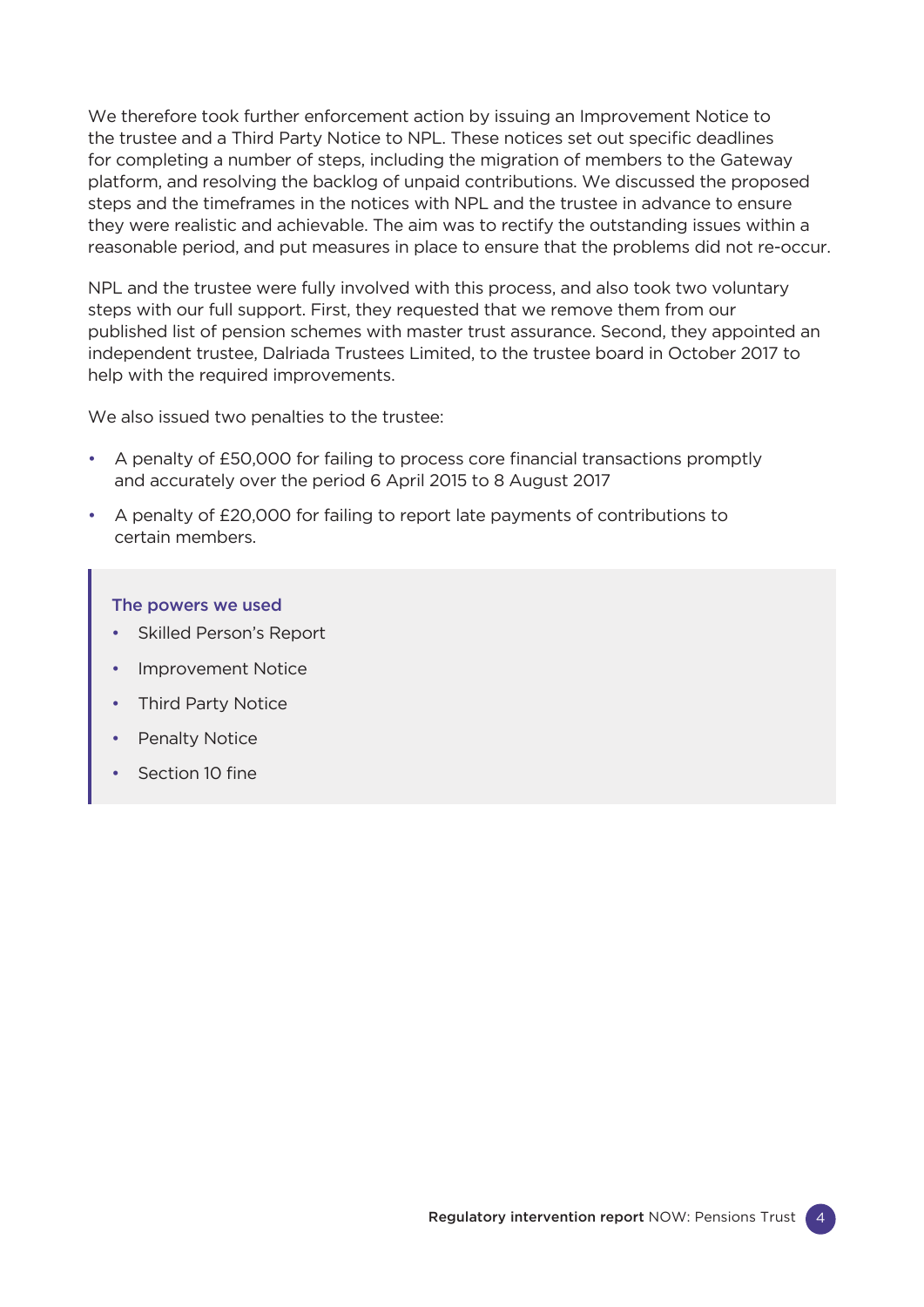We therefore took further enforcement action by issuing an Improvement Notice to the trustee and a Third Party Notice to NPL. These notices set out specific deadlines for completing a number of steps, including the migration of members to the Gateway platform, and resolving the backlog of unpaid contributions. We discussed the proposed steps and the timeframes in the notices with NPL and the trustee in advance to ensure they were realistic and achievable. The aim was to rectify the outstanding issues within a reasonable period, and put measures in place to ensure that the problems did not re-occur.

NPL and the trustee were fully involved with this process, and also took two voluntary steps with our full support. First, they requested that we remove them from our published list of pension schemes with master trust assurance. Second, they appointed an independent trustee, Dalriada Trustees Limited, to the trustee board in October 2017 to help with the required improvements.

We also issued two penalties to the trustee:

- A penalty of £50,000 for failing to process core financial transactions promptly and accurately over the period 6 April 2015 to 8 August 2017
- A penalty of £20,000 for failing to report late payments of contributions to certain members.

> **The powers we used**
>
> - Skilled Person's Report
> - Improvement Notice
> - Third Party Notice
> - Penalty Notice
> - Section 10 fine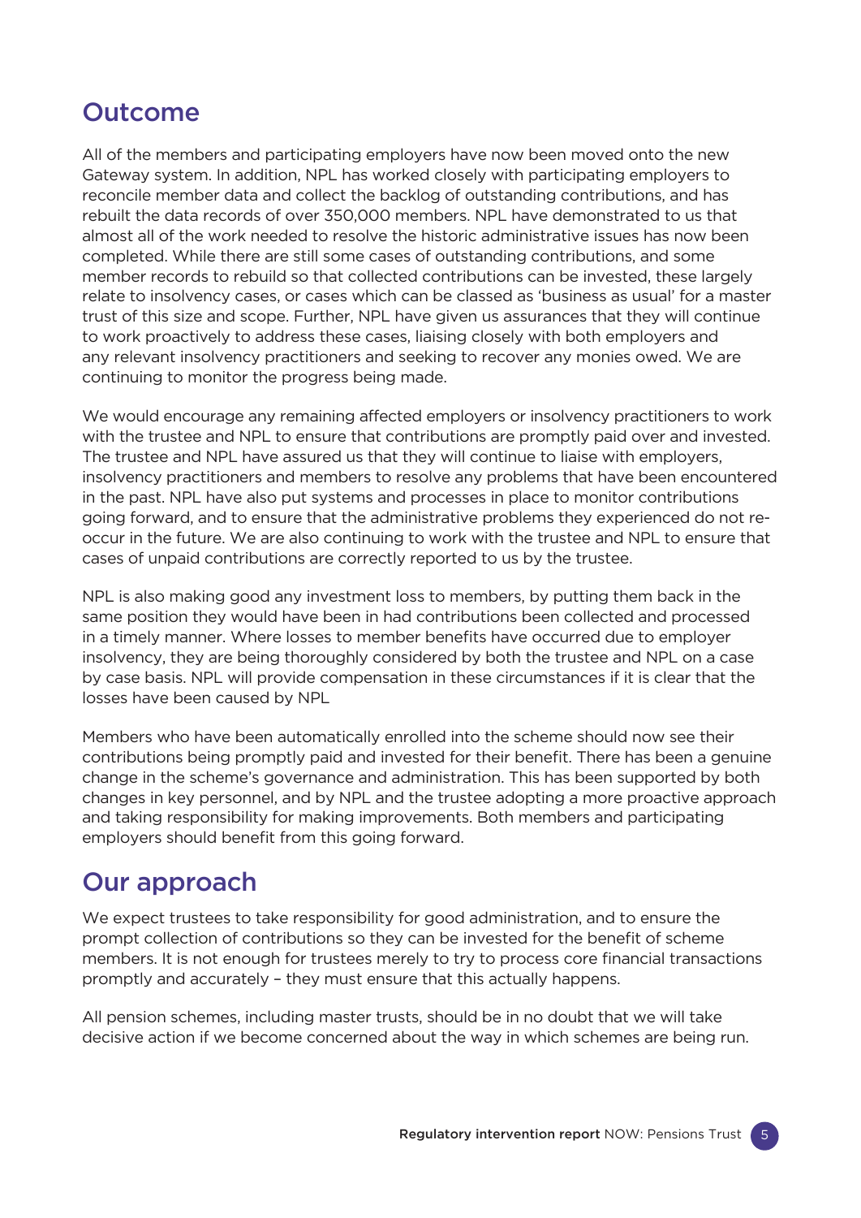## Outcome

All of the members and participating employers have now been moved onto the new Gateway system. In addition, NPL has worked closely with participating employers to reconcile member data and collect the backlog of outstanding contributions, and has rebuilt the data records of over 350,000 members. NPL have demonstrated to us that almost all of the work needed to resolve the historic administrative issues has now been completed. While there are still some cases of outstanding contributions, and some member records to rebuild so that collected contributions can be invested, these largely relate to insolvency cases, or cases which can be classed as 'business as usual' for a master trust of this size and scope. Further, NPL have given us assurances that they will continue to work proactively to address these cases, liaising closely with both employers and any relevant insolvency practitioners and seeking to recover any monies owed. We are continuing to monitor the progress being made.

We would encourage any remaining affected employers or insolvency practitioners to work with the trustee and NPL to ensure that contributions are promptly paid over and invested. The trustee and NPL have assured us that they will continue to liaise with employers, insolvency practitioners and members to resolve any problems that have been encountered in the past. NPL have also put systems and processes in place to monitor contributions going forward, and to ensure that the administrative problems they experienced do not re-occur in the future. We are also continuing to work with the trustee and NPL to ensure that cases of unpaid contributions are correctly reported to us by the trustee.

NPL is also making good any investment loss to members, by putting them back in the same position they would have been in had contributions been collected and processed in a timely manner. Where losses to member benefits have occurred due to employer insolvency, they are being thoroughly considered by both the trustee and NPL on a case by case basis. NPL will provide compensation in these circumstances if it is clear that the losses have been caused by NPL

Members who have been automatically enrolled into the scheme should now see their contributions being promptly paid and invested for their benefit. There has been a genuine change in the scheme's governance and administration. This has been supported by both changes in key personnel, and by NPL and the trustee adopting a more proactive approach and taking responsibility for making improvements. Both members and participating employers should benefit from this going forward.

## Our approach

We expect trustees to take responsibility for good administration, and to ensure the prompt collection of contributions so they can be invested for the benefit of scheme members. It is not enough for trustees merely to try to process core financial transactions promptly and accurately – they must ensure that this actually happens.

All pension schemes, including master trusts, should be in no doubt that we will take decisive action if we become concerned about the way in which schemes are being run.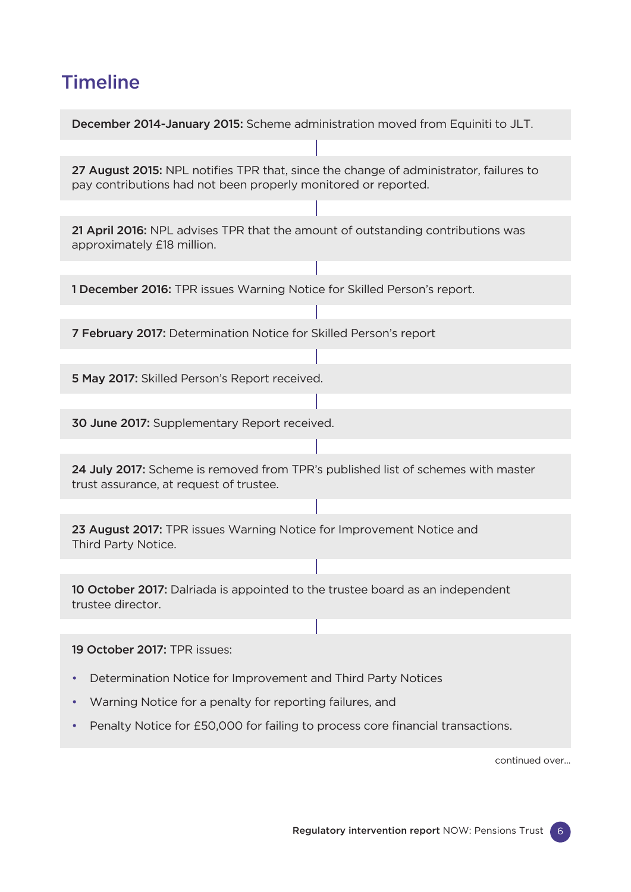## Timeline

**December 2014-January 2015:** Scheme administration moved from Equiniti to JLT.

**27 August 2015:** NPL notifies TPR that, since the change of administrator, failures to pay contributions had not been properly monitored or reported.

**21 April 2016:** NPL advises TPR that the amount of outstanding contributions was approximately £18 million.

**1 December 2016:** TPR issues Warning Notice for Skilled Person's report.

**7 February 2017:** Determination Notice for Skilled Person's report

**5 May 2017:** Skilled Person's Report received.

**30 June 2017:** Supplementary Report received.

**24 July 2017:** Scheme is removed from TPR's published list of schemes with master trust assurance, at request of trustee.

**23 August 2017:** TPR issues Warning Notice for Improvement Notice and Third Party Notice.

**10 October 2017:** Dalriada is appointed to the trustee board as an independent trustee director.

**19 October 2017:** TPR issues:

- Determination Notice for Improvement and Third Party Notices
- Warning Notice for a penalty for reporting failures, and
- Penalty Notice for £50,000 for failing to process core financial transactions.

continued over...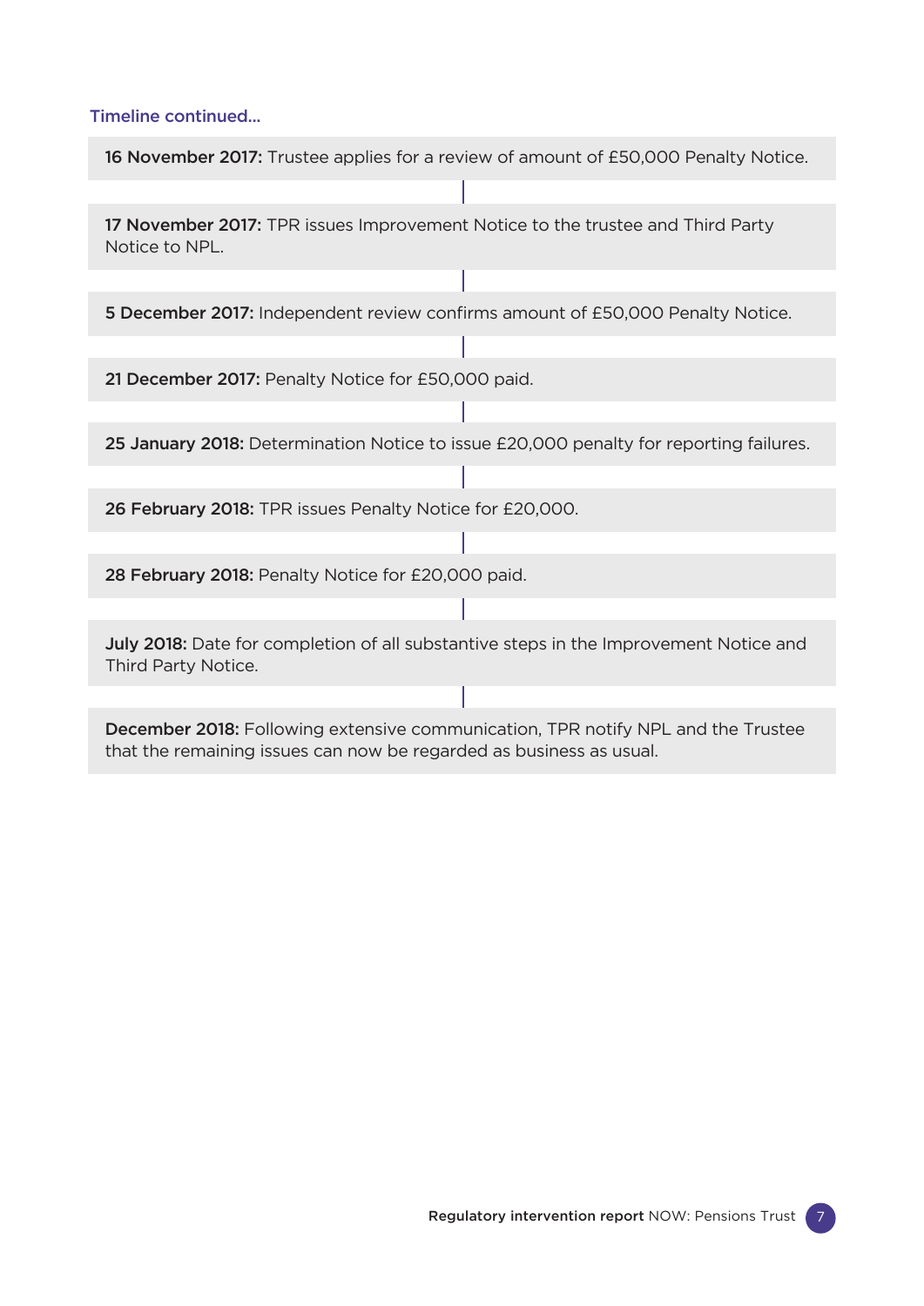Timeline continued...

**16 November 2017:** Trustee applies for a review of amount of £50,000 Penalty Notice.

**17 November 2017:** TPR issues Improvement Notice to the trustee and Third Party Notice to NPL.

**5 December 2017:** Independent review confirms amount of £50,000 Penalty Notice.

**21 December 2017:** Penalty Notice for £50,000 paid.

**25 January 2018:** Determination Notice to issue £20,000 penalty for reporting failures.

**26 February 2018:** TPR issues Penalty Notice for £20,000.

**28 February 2018:** Penalty Notice for £20,000 paid.

**July 2018:** Date for completion of all substantive steps in the Improvement Notice and Third Party Notice.

**December 2018:** Following extensive communication, TPR notify NPL and the Trustee that the remaining issues can now be regarded as business as usual.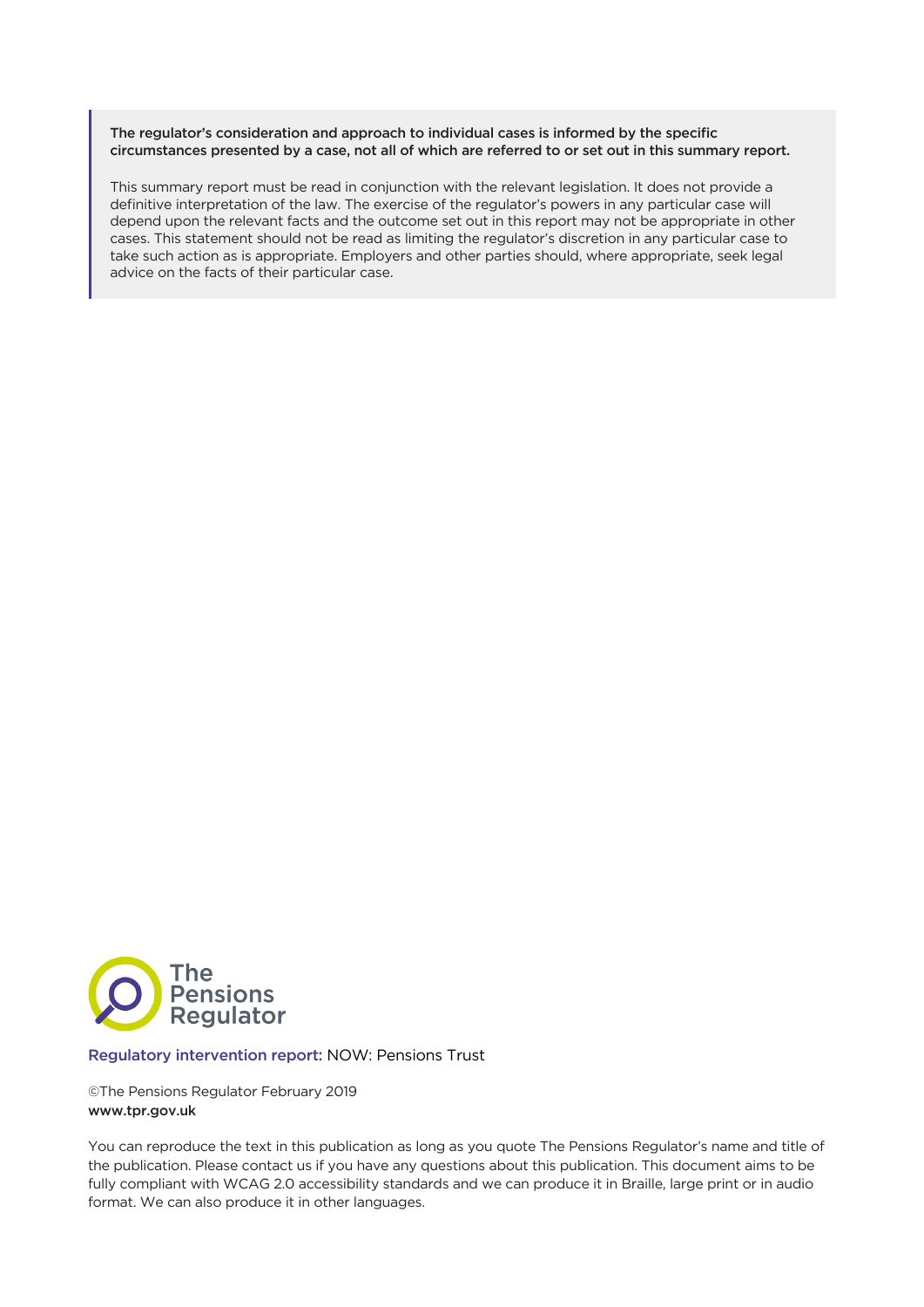**The regulator's consideration and approach to individual cases is informed by the specific circumstances presented by a case, not all of which are referred to or set out in this summary report.**

This summary report must be read in conjunction with the relevant legislation. It does not provide a definitive interpretation of the law. The exercise of the regulator's powers in any particular case will depend upon the relevant facts and the outcome set out in this report may not be appropriate in other cases. This statement should not be read as limiting the regulator's discretion in any particular case to take such action as is appropriate. Employers and other parties should, where appropriate, seek legal advice on the facts of their particular case.

The Pensions Regulator

Regulatory intervention report: NOW: Pensions Trust

©The Pensions Regulator February 2019
**www.tpr.gov.uk**

You can reproduce the text in this publication as long as you quote The Pensions Regulator's name and title of the publication. Please contact us if you have any questions about this publication. This document aims to be fully compliant with WCAG 2.0 accessibility standards and we can produce it in Braille, large print or in audio format. We can also produce it in other languages.